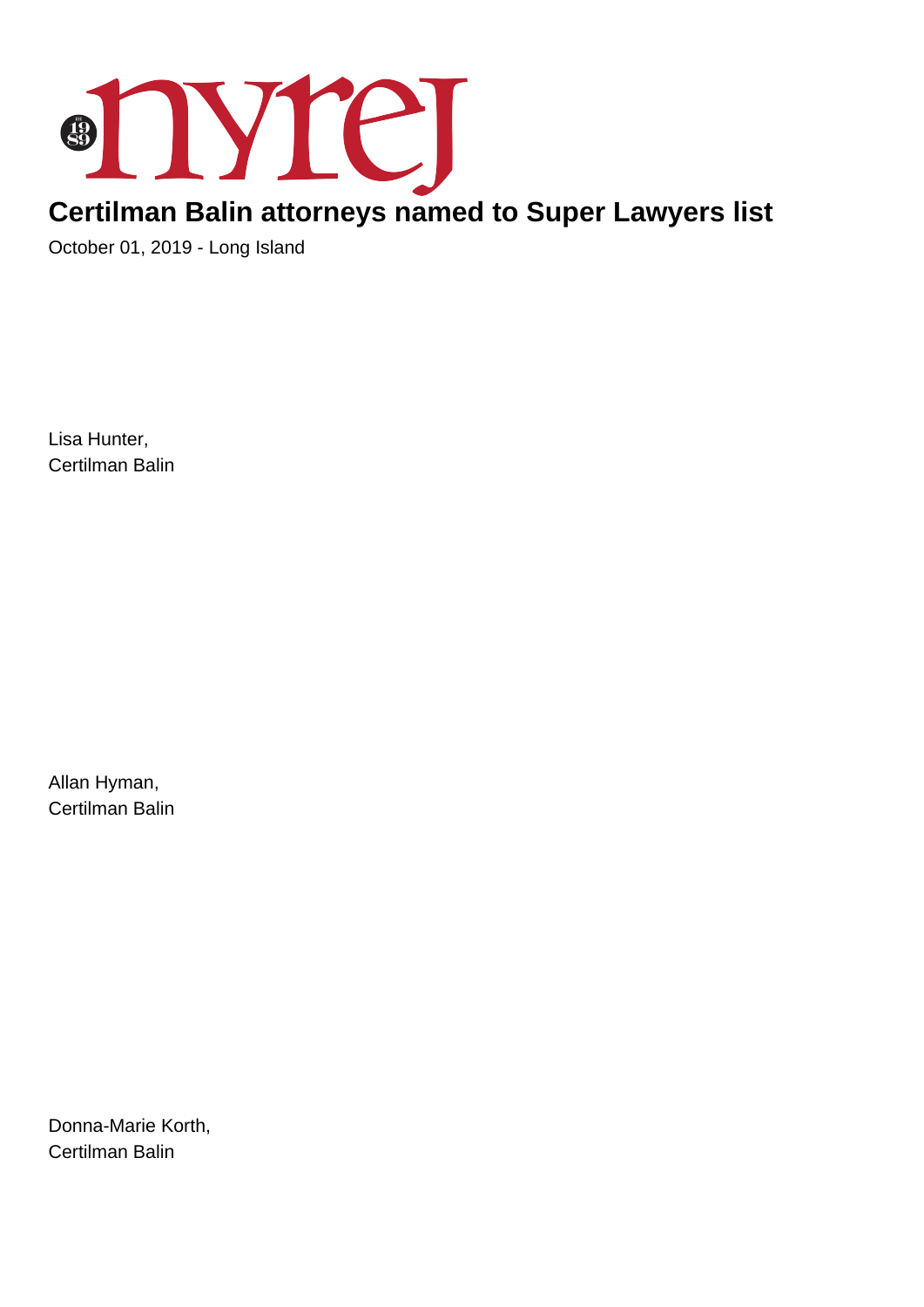# Certilman Balin attorneys named to Super Lawyers list

October 01, 2019 - Long Island

Lisa Hunter,
Certilman Balin

Allan Hyman,
Certilman Balin

Donna-Marie Korth,
Certilman Balin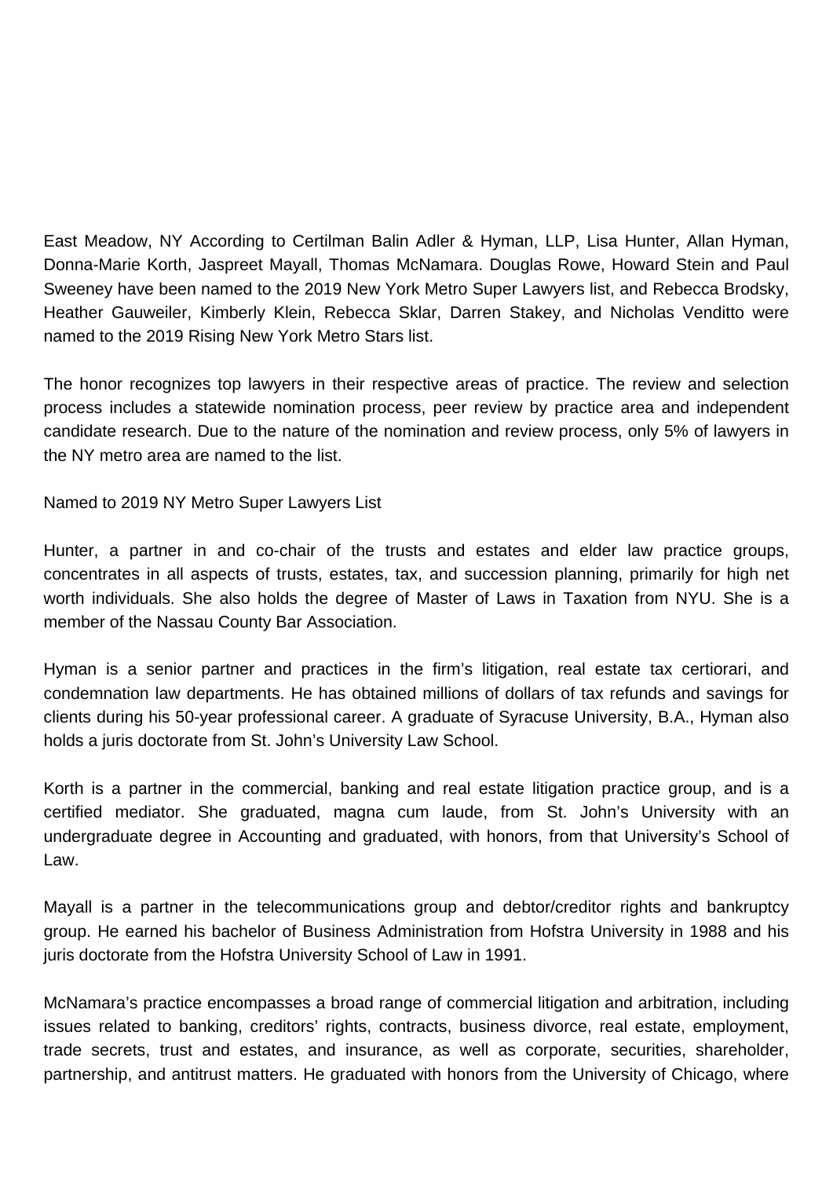East Meadow, NY According to Certilman Balin Adler & Hyman, LLP, Lisa Hunter, Allan Hyman, Donna-Marie Korth, Jaspreet Mayall, Thomas McNamara. Douglas Rowe, Howard Stein and Paul Sweeney have been named to the 2019 New York Metro Super Lawyers list, and Rebecca Brodsky, Heather Gauweiler, Kimberly Klein, Rebecca Sklar, Darren Stakey, and Nicholas Venditto were named to the 2019 Rising New York Metro Stars list.

The honor recognizes top lawyers in their respective areas of practice. The review and selection process includes a statewide nomination process, peer review by practice area and independent candidate research. Due to the nature of the nomination and review process, only 5% of lawyers in the NY metro area are named to the list.

Named to 2019 NY Metro Super Lawyers List

Hunter, a partner in and co-chair of the trusts and estates and elder law practice groups, concentrates in all aspects of trusts, estates, tax, and succession planning, primarily for high net worth individuals. She also holds the degree of Master of Laws in Taxation from NYU. She is a member of the Nassau County Bar Association.

Hyman is a senior partner and practices in the firm's litigation, real estate tax certiorari, and condemnation law departments. He has obtained millions of dollars of tax refunds and savings for clients during his 50-year professional career. A graduate of Syracuse University, B.A., Hyman also holds a juris doctorate from St. John's University Law School.

Korth is a partner in the commercial, banking and real estate litigation practice group, and is a certified mediator. She graduated, magna cum laude, from St. John's University with an undergraduate degree in Accounting and graduated, with honors, from that University's School of Law.

Mayall is a partner in the telecommunications group and debtor/creditor rights and bankruptcy group. He earned his bachelor of Business Administration from Hofstra University in 1988 and his juris doctorate from the Hofstra University School of Law in 1991.

McNamara's practice encompasses a broad range of commercial litigation and arbitration, including issues related to banking, creditors' rights, contracts, business divorce, real estate, employment, trade secrets, trust and estates, and insurance, as well as corporate, securities, shareholder, partnership, and antitrust matters. He graduated with honors from the University of Chicago, where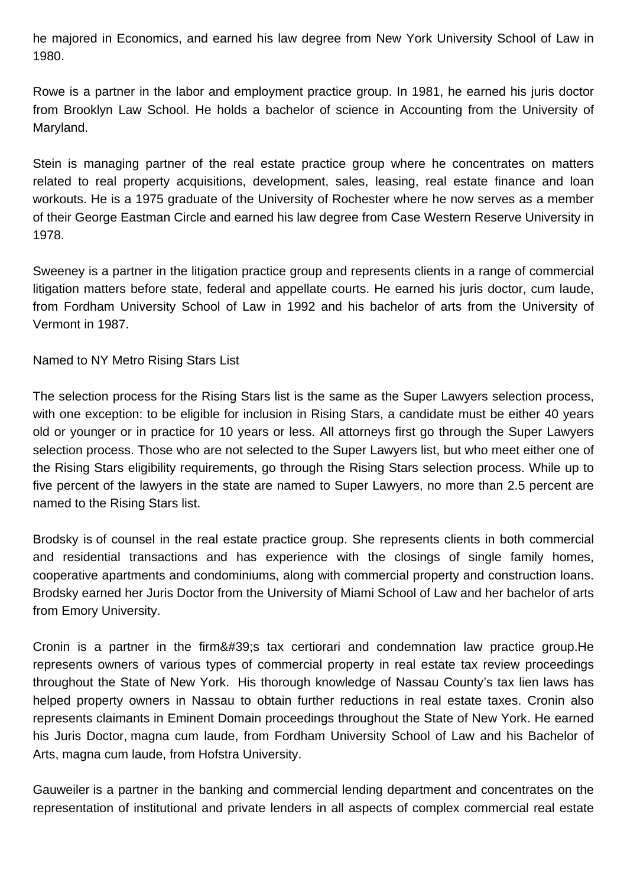he majored in Economics, and earned his law degree from New York University School of Law in 1980.

Rowe is a partner in the labor and employment practice group. In 1981, he earned his juris doctor from Brooklyn Law School. He holds a bachelor of science in Accounting from the University of Maryland.

Stein is managing partner of the real estate practice group where he concentrates on matters related to real property acquisitions, development, sales, leasing, real estate finance and loan workouts. He is a 1975 graduate of the University of Rochester where he now serves as a member of their George Eastman Circle and earned his law degree from Case Western Reserve University in 1978.

Sweeney is a partner in the litigation practice group and represents clients in a range of commercial litigation matters before state, federal and appellate courts. He earned his juris doctor, cum laude, from Fordham University School of Law in 1992 and his bachelor of arts from the University of Vermont in 1987.

Named to NY Metro Rising Stars List

The selection process for the Rising Stars list is the same as the Super Lawyers selection process, with one exception: to be eligible for inclusion in Rising Stars, a candidate must be either 40 years old or younger or in practice for 10 years or less. All attorneys first go through the Super Lawyers selection process. Those who are not selected to the Super Lawyers list, but who meet either one of the Rising Stars eligibility requirements, go through the Rising Stars selection process. While up to five percent of the lawyers in the state are named to Super Lawyers, no more than 2.5 percent are named to the Rising Stars list.

Brodsky is of counsel in the real estate practice group. She represents clients in both commercial and residential transactions and has experience with the closings of single family homes, cooperative apartments and condominiums, along with commercial property and construction loans. Brodsky earned her Juris Doctor from the University of Miami School of Law and her bachelor of arts from Emory University.

Cronin is a partner in the firm&#39;s tax certiorari and condemnation law practice group.He represents owners of various types of commercial property in real estate tax review proceedings throughout the State of New York. His thorough knowledge of Nassau County's tax lien laws has helped property owners in Nassau to obtain further reductions in real estate taxes. Cronin also represents claimants in Eminent Domain proceedings throughout the State of New York. He earned his Juris Doctor, magna cum laude, from Fordham University School of Law and his Bachelor of Arts, magna cum laude, from Hofstra University.

Gauweiler is a partner in the banking and commercial lending department and concentrates on the representation of institutional and private lenders in all aspects of complex commercial real estate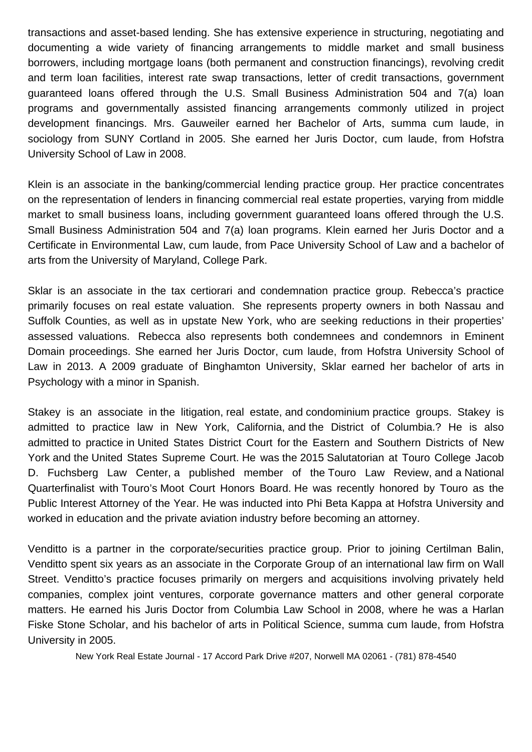transactions and asset-based lending. She has extensive experience in structuring, negotiating and documenting a wide variety of financing arrangements to middle market and small business borrowers, including mortgage loans (both permanent and construction financings), revolving credit and term loan facilities, interest rate swap transactions, letter of credit transactions, government guaranteed loans offered through the U.S. Small Business Administration 504 and 7(a) loan programs and governmentally assisted financing arrangements commonly utilized in project development financings. Mrs. Gauweiler earned her Bachelor of Arts, summa cum laude, in sociology from SUNY Cortland in 2005. She earned her Juris Doctor, cum laude, from Hofstra University School of Law in 2008.

Klein is an associate in the banking/commercial lending practice group. Her practice concentrates on the representation of lenders in financing commercial real estate properties, varying from middle market to small business loans, including government guaranteed loans offered through the U.S. Small Business Administration 504 and 7(a) loan programs. Klein earned her Juris Doctor and a Certificate in Environmental Law, cum laude, from Pace University School of Law and a bachelor of arts from the University of Maryland, College Park.

Sklar is an associate in the tax certiorari and condemnation practice group. Rebecca's practice primarily focuses on real estate valuation. She represents property owners in both Nassau and Suffolk Counties, as well as in upstate New York, who are seeking reductions in their properties' assessed valuations. Rebecca also represents both condemnees and condemnors in Eminent Domain proceedings. She earned her Juris Doctor, cum laude, from Hofstra University School of Law in 2013. A 2009 graduate of Binghamton University, Sklar earned her bachelor of arts in Psychology with a minor in Spanish.

Stakey is an associate in the litigation, real estate, and condominium practice groups. Stakey is admitted to practice law in New York, California, and the District of Columbia.? He is also admitted to practice in United States District Court for the Eastern and Southern Districts of New York and the United States Supreme Court. He was the 2015 Salutatorian at Touro College Jacob D. Fuchsberg Law Center, a published member of the Touro Law Review, and a National Quarterfinalist with Touro's Moot Court Honors Board. He was recently honored by Touro as the Public Interest Attorney of the Year. He was inducted into Phi Beta Kappa at Hofstra University and worked in education and the private aviation industry before becoming an attorney.

Venditto is a partner in the corporate/securities practice group. Prior to joining Certilman Balin, Venditto spent six years as an associate in the Corporate Group of an international law firm on Wall Street. Venditto's practice focuses primarily on mergers and acquisitions involving privately held companies, complex joint ventures, corporate governance matters and other general corporate matters. He earned his Juris Doctor from Columbia Law School in 2008, where he was a Harlan Fiske Stone Scholar, and his bachelor of arts in Political Science, summa cum laude, from Hofstra University in 2005.